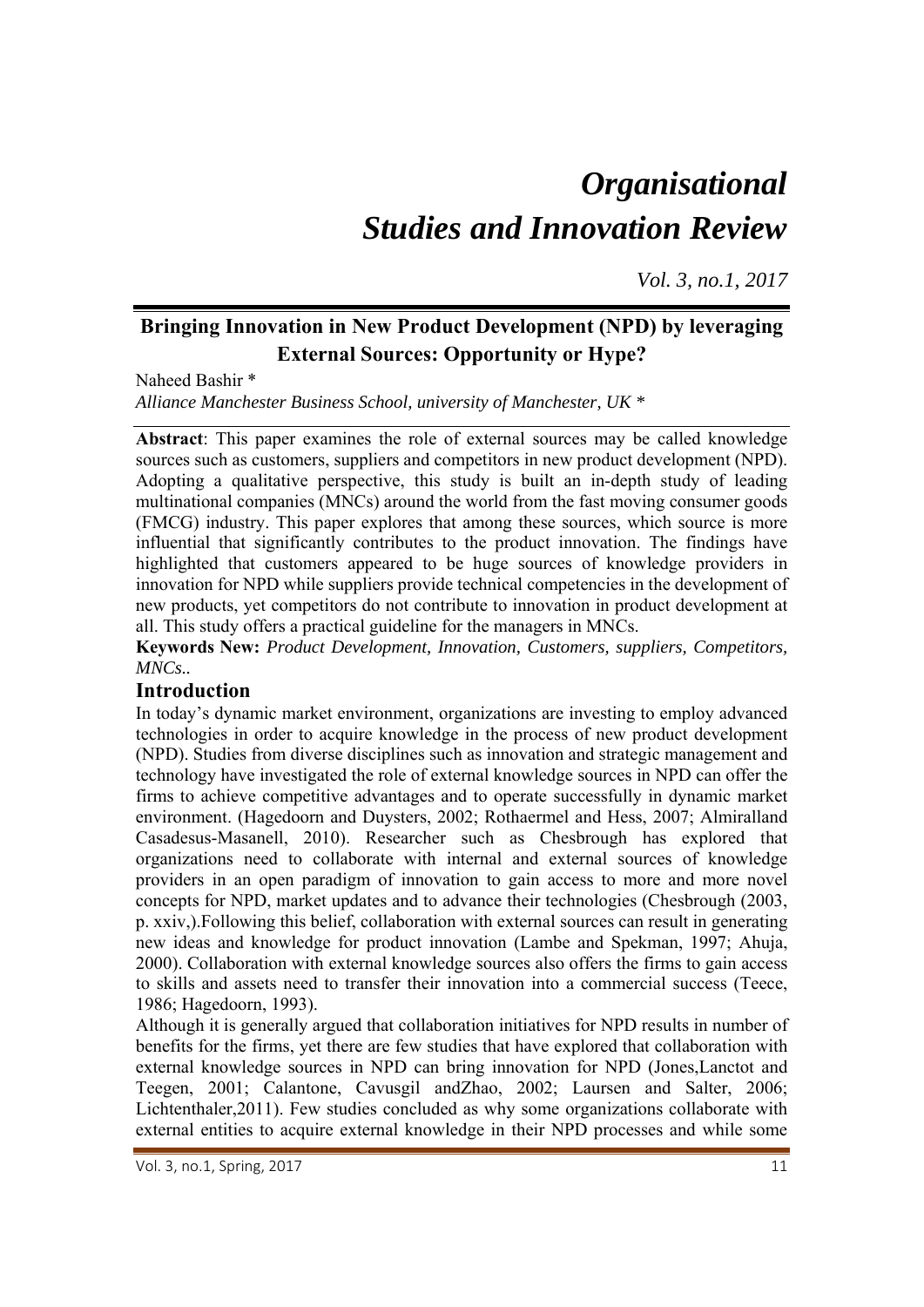# *Organisational Studies and Innovation Review*

*Vol. 3, no.1, 2017*

## Bringing Innovation in New Product Development (NPD) by leveraging External Sources: Opportunity or Hype?

Naheed Bashir *

*Alliance Manchester Business School, university of Manchester, UK **

**Abstract**: This paper examines the role of external sources may be called knowledge sources such as customers, suppliers and competitors in new product development (NPD). Adopting a qualitative perspective, this study is built an in-depth study of leading multinational companies (MNCs) around the world from the fast moving consumer goods (FMCG) industry. This paper explores that among these sources, which source is more influential that significantly contributes to the product innovation. The findings have highlighted that customers appeared to be huge sources of knowledge providers in innovation for NPD while suppliers provide technical competencies in the development of new products, yet competitors do not contribute to innovation in product development at all. This study offers a practical guideline for the managers in MNCs.

**Keywords New:** *Product Development, Innovation, Customers, suppliers, Competitors, MNCs..*

## Introduction

In today's dynamic market environment, organizations are investing to employ advanced technologies in order to acquire knowledge in the process of new product development (NPD). Studies from diverse disciplines such as innovation and strategic management and technology have investigated the role of external knowledge sources in NPD can offer the firms to achieve competitive advantages and to operate successfully in dynamic market environment. (Hagedoorn and Duysters, 2002; Rothaermel and Hess, 2007; Almiralland Casadesus-Masanell, 2010). Researcher such as Chesbrough has explored that organizations need to collaborate with internal and external sources of knowledge providers in an open paradigm of innovation to gain access to more and more novel concepts for NPD, market updates and to advance their technologies (Chesbrough (2003, p. xxiv,).Following this belief, collaboration with external sources can result in generating new ideas and knowledge for product innovation (Lambe and Spekman, 1997; Ahuja, 2000). Collaboration with external knowledge sources also offers the firms to gain access to skills and assets need to transfer their innovation into a commercial success (Teece, 1986; Hagedoorn, 1993).

Although it is generally argued that collaboration initiatives for NPD results in number of benefits for the firms, yet there are few studies that have explored that collaboration with external knowledge sources in NPD can bring innovation for NPD (Jones,Lanctot and Teegen, 2001; Calantone, Cavusgil andZhao, 2002; Laursen and Salter, 2006; Lichtenthaler,2011). Few studies concluded as why some organizations collaborate with external entities to acquire external knowledge in their NPD processes and while some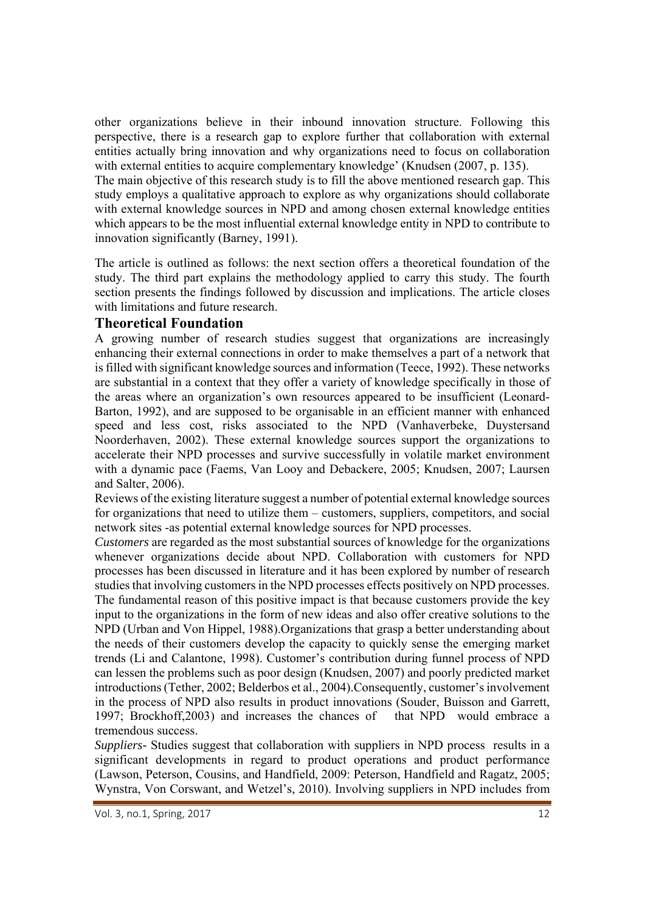other organizations believe in their inbound innovation structure. Following this perspective, there is a research gap to explore further that collaboration with external entities actually bring innovation and why organizations need to focus on collaboration with external entities to acquire complementary knowledge' (Knudsen (2007, p. 135).

The main objective of this research study is to fill the above mentioned research gap. This study employs a qualitative approach to explore as why organizations should collaborate with external knowledge sources in NPD and among chosen external knowledge entities which appears to be the most influential external knowledge entity in NPD to contribute to innovation significantly (Barney, 1991).

The article is outlined as follows: the next section offers a theoretical foundation of the study. The third part explains the methodology applied to carry this study. The fourth section presents the findings followed by discussion and implications. The article closes with limitations and future research.

## Theoretical Foundation

A growing number of research studies suggest that organizations are increasingly enhancing their external connections in order to make themselves a part of a network that is filled with significant knowledge sources and information (Teece, 1992). These networks are substantial in a context that they offer a variety of knowledge specifically in those of the areas where an organization's own resources appeared to be insufficient (Leonard-Barton, 1992), and are supposed to be organisable in an efficient manner with enhanced speed and less cost, risks associated to the NPD (Vanhaverbeke, Duystersand Noorderhaven, 2002). These external knowledge sources support the organizations to accelerate their NPD processes and survive successfully in volatile market environment with a dynamic pace (Faems, Van Looy and Debackere, 2005; Knudsen, 2007; Laursen and Salter, 2006).

Reviews of the existing literature suggest a number of potential external knowledge sources for organizations that need to utilize them – customers, suppliers, competitors, and social network sites -as potential external knowledge sources for NPD processes.

*Customers* are regarded as the most substantial sources of knowledge for the organizations whenever organizations decide about NPD. Collaboration with customers for NPD processes has been discussed in literature and it has been explored by number of research studies that involving customers in the NPD processes effects positively on NPD processes. The fundamental reason of this positive impact is that because customers provide the key input to the organizations in the form of new ideas and also offer creative solutions to the NPD (Urban and Von Hippel, 1988).Organizations that grasp a better understanding about the needs of their customers develop the capacity to quickly sense the emerging market trends (Li and Calantone, 1998). Customer's contribution during funnel process of NPD can lessen the problems such as poor design (Knudsen, 2007) and poorly predicted market introductions (Tether, 2002; Belderbos et al., 2004).Consequently, customer's involvement in the process of NPD also results in product innovations (Souder, Buisson and Garrett, 1997; Brockhoff,2003) and increases the chances of that NPD would embrace a tremendous success.

*Suppliers*- Studies suggest that collaboration with suppliers in NPD process results in a significant developments in regard to product operations and product performance (Lawson, Peterson, Cousins, and Handfield, 2009: Peterson, Handfield and Ragatz, 2005; Wynstra, Von Corswant, and Wetzel's, 2010). Involving suppliers in NPD includes from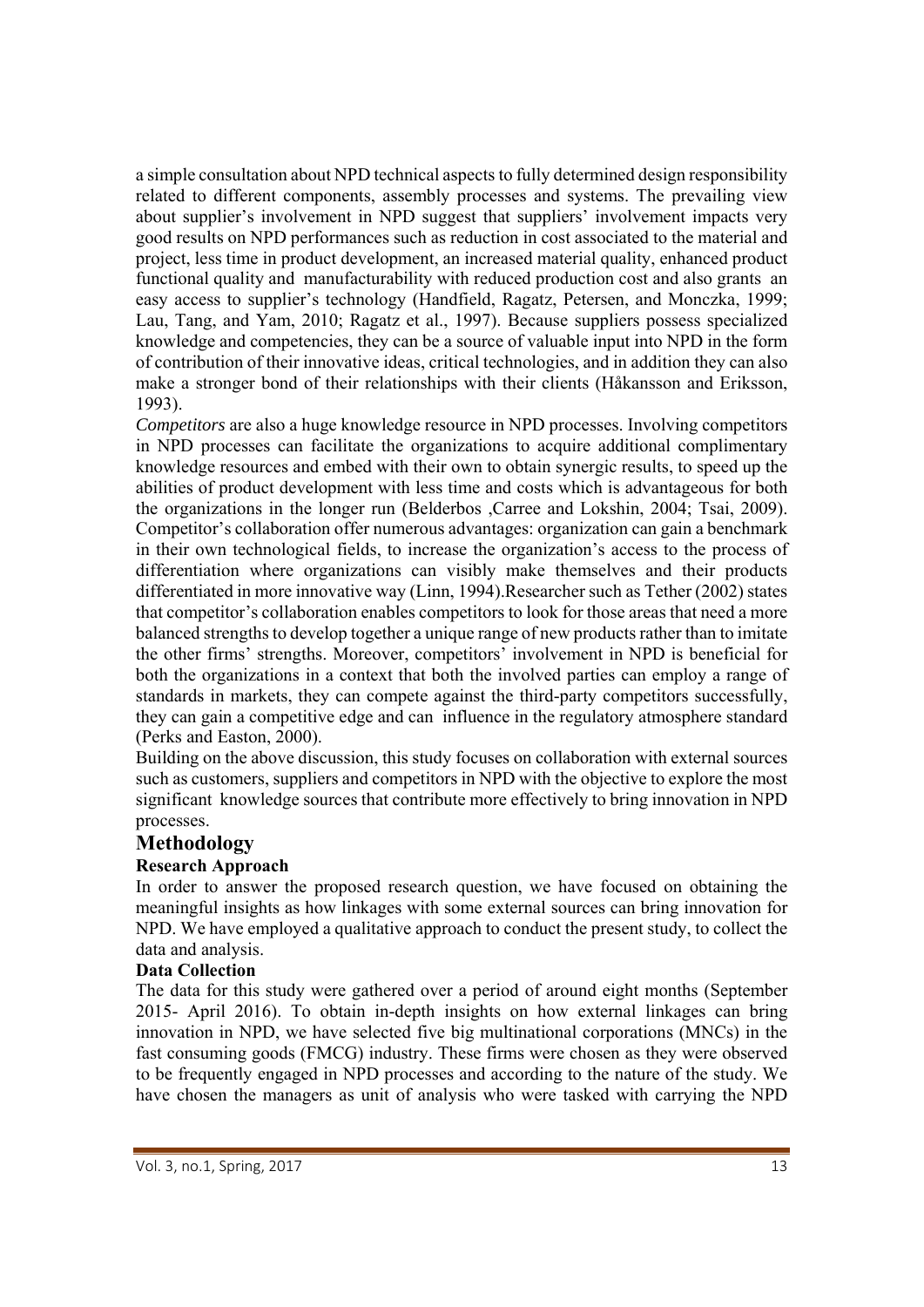a simple consultation about NPD technical aspects to fully determined design responsibility related to different components, assembly processes and systems. The prevailing view about supplier's involvement in NPD suggest that suppliers' involvement impacts very good results on NPD performances such as reduction in cost associated to the material and project, less time in product development, an increased material quality, enhanced product functional quality and manufacturability with reduced production cost and also grants an easy access to supplier's technology (Handfield, Ragatz, Petersen, and Monczka, 1999; Lau, Tang, and Yam, 2010; Ragatz et al., 1997). Because suppliers possess specialized knowledge and competencies, they can be a source of valuable input into NPD in the form of contribution of their innovative ideas, critical technologies, and in addition they can also make a stronger bond of their relationships with their clients (Håkansson and Eriksson, 1993).

*Competitors* are also a huge knowledge resource in NPD processes. Involving competitors in NPD processes can facilitate the organizations to acquire additional complimentary knowledge resources and embed with their own to obtain synergic results, to speed up the abilities of product development with less time and costs which is advantageous for both the organizations in the longer run (Belderbos ,Carree and Lokshin, 2004; Tsai, 2009). Competitor's collaboration offer numerous advantages: organization can gain a benchmark in their own technological fields, to increase the organization's access to the process of differentiation where organizations can visibly make themselves and their products differentiated in more innovative way (Linn, 1994).Researcher such as Tether (2002) states that competitor's collaboration enables competitors to look for those areas that need a more balanced strengths to develop together a unique range of new products rather than to imitate the other firms' strengths. Moreover, competitors' involvement in NPD is beneficial for both the organizations in a context that both the involved parties can employ a range of standards in markets, they can compete against the third-party competitors successfully, they can gain a competitive edge and can influence in the regulatory atmosphere standard (Perks and Easton, 2000).

Building on the above discussion, this study focuses on collaboration with external sources such as customers, suppliers and competitors in NPD with the objective to explore the most significant knowledge sources that contribute more effectively to bring innovation in NPD processes.

## Methodology

### Research Approach

In order to answer the proposed research question, we have focused on obtaining the meaningful insights as how linkages with some external sources can bring innovation for NPD. We have employed a qualitative approach to conduct the present study, to collect the data and analysis.

### Data Collection

The data for this study were gathered over a period of around eight months (September 2015- April 2016). To obtain in-depth insights on how external linkages can bring innovation in NPD, we have selected five big multinational corporations (MNCs) in the fast consuming goods (FMCG) industry. These firms were chosen as they were observed to be frequently engaged in NPD processes and according to the nature of the study. We have chosen the managers as unit of analysis who were tasked with carrying the NPD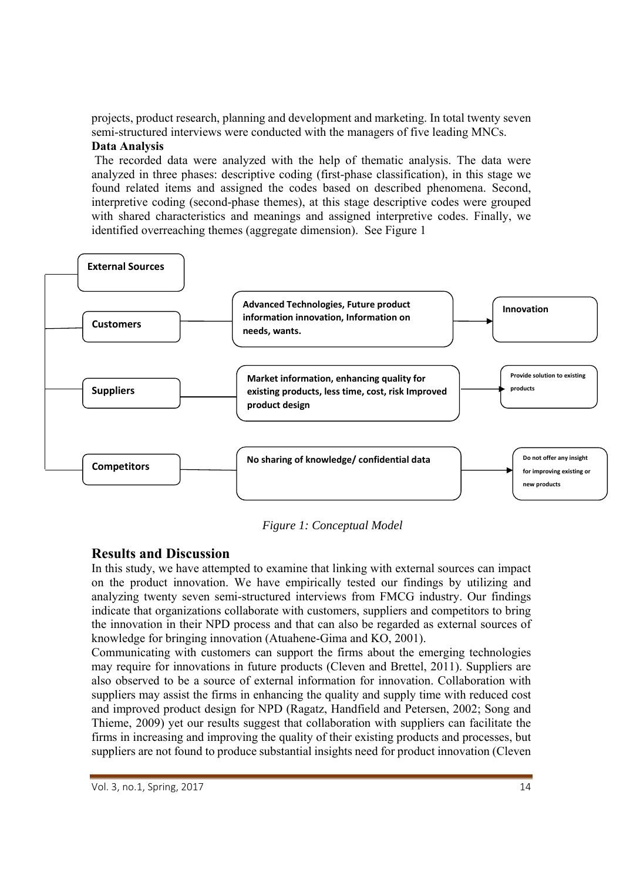projects, product research, planning and development and marketing. In total twenty seven semi-structured interviews were conducted with the managers of five leading MNCs.

**Data Analysis**

The recorded data were analyzed with the help of thematic analysis. The data were analyzed in three phases: descriptive coding (first-phase classification), in this stage we found related items and assigned the codes based on described phenomena. Second, interpretive coding (second-phase themes), at this stage descriptive codes were grouped with shared characteristics and meanings and assigned interpretive codes. Finally, we identified overreaching themes (aggregate dimension). See Figure 1

**External Sources**

**Customers** → **Advanced Technologies, Future product information innovation, Information on needs, wants.** → **Innovation**

**Suppliers** → **Market information, enhancing quality for existing products, less time, cost, risk Improved product design** → **Provide solution to existing products**

**Competitors** → **No sharing of knowledge/ confidential data** → **Do not offer any insight for improving existing or new products**

*Figure 1: Conceptual Model*

## Results and Discussion

In this study, we have attempted to examine that linking with external sources can impact on the product innovation. We have empirically tested our findings by utilizing and analyzing twenty seven semi-structured interviews from FMCG industry. Our findings indicate that organizations collaborate with customers, suppliers and competitors to bring the innovation in their NPD process and that can also be regarded as external sources of knowledge for bringing innovation (Atuahene-Gima and KO, 2001).

Communicating with customers can support the firms about the emerging technologies may require for innovations in future products (Cleven and Brettel, 2011). Suppliers are also observed to be a source of external information for innovation. Collaboration with suppliers may assist the firms in enhancing the quality and supply time with reduced cost and improved product design for NPD (Ragatz, Handfield and Petersen, 2002; Song and Thieme, 2009) yet our results suggest that collaboration with suppliers can facilitate the firms in increasing and improving the quality of their existing products and processes, but suppliers are not found to produce substantial insights need for product innovation (Cleven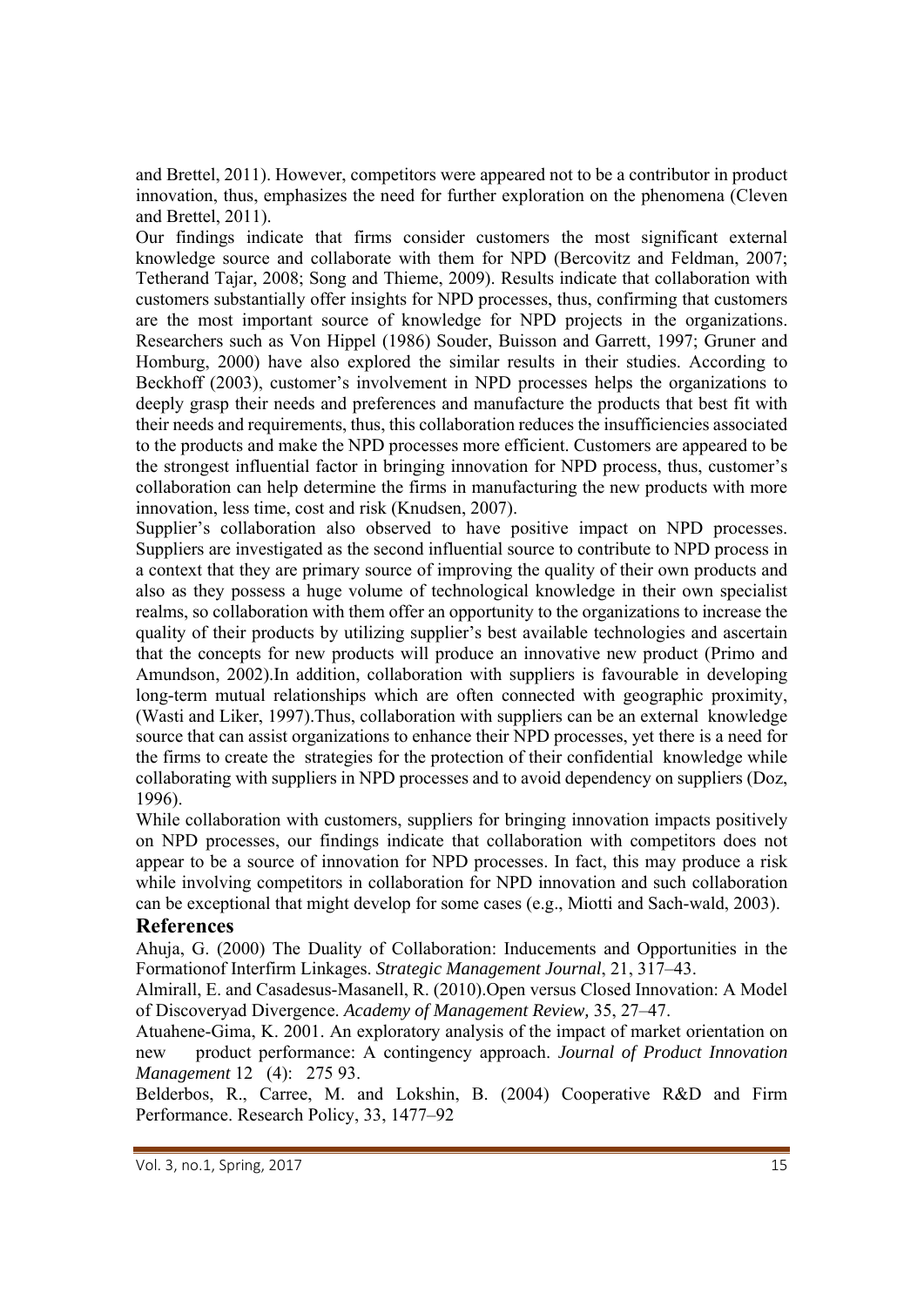and Brettel, 2011). However, competitors were appeared not to be a contributor in product innovation, thus, emphasizes the need for further exploration on the phenomena (Cleven and Brettel, 2011).

Our findings indicate that firms consider customers the most significant external knowledge source and collaborate with them for NPD (Bercovitz and Feldman, 2007; Tetherand Tajar, 2008; Song and Thieme, 2009). Results indicate that collaboration with customers substantially offer insights for NPD processes, thus, confirming that customers are the most important source of knowledge for NPD projects in the organizations. Researchers such as Von Hippel (1986) Souder, Buisson and Garrett, 1997; Gruner and Homburg, 2000) have also explored the similar results in their studies. According to Beckhoff (2003), customer's involvement in NPD processes helps the organizations to deeply grasp their needs and preferences and manufacture the products that best fit with their needs and requirements, thus, this collaboration reduces the insufficiencies associated to the products and make the NPD processes more efficient. Customers are appeared to be the strongest influential factor in bringing innovation for NPD process, thus, customer's collaboration can help determine the firms in manufacturing the new products with more innovation, less time, cost and risk (Knudsen, 2007).

Supplier's collaboration also observed to have positive impact on NPD processes. Suppliers are investigated as the second influential source to contribute to NPD process in a context that they are primary source of improving the quality of their own products and also as they possess a huge volume of technological knowledge in their own specialist realms, so collaboration with them offer an opportunity to the organizations to increase the quality of their products by utilizing supplier's best available technologies and ascertain that the concepts for new products will produce an innovative new product (Primo and Amundson, 2002).In addition, collaboration with suppliers is favourable in developing long-term mutual relationships which are often connected with geographic proximity, (Wasti and Liker, 1997).Thus, collaboration with suppliers can be an external knowledge source that can assist organizations to enhance their NPD processes, yet there is a need for the firms to create the strategies for the protection of their confidential knowledge while collaborating with suppliers in NPD processes and to avoid dependency on suppliers (Doz, 1996).

While collaboration with customers, suppliers for bringing innovation impacts positively on NPD processes, our findings indicate that collaboration with competitors does not appear to be a source of innovation for NPD processes. In fact, this may produce a risk while involving competitors in collaboration for NPD innovation and such collaboration can be exceptional that might develop for some cases (e.g., Miotti and Sach-wald, 2003).

## References

Ahuja, G. (2000) The Duality of Collaboration: Inducements and Opportunities in the Formationof Interfirm Linkages. *Strategic Management Journal*, 21, 317–43.

Almirall, E. and Casadesus-Masanell, R. (2010).Open versus Closed Innovation: A Model of Discoveryad Divergence. *Academy of Management Review,* 35, 27–47.

Atuahene-Gima, K. 2001. An exploratory analysis of the impact of market orientation on new product performance: A contingency approach. *Journal of Product Innovation Management* 12 (4): 275 93.

Belderbos, R., Carree, M. and Lokshin, B. (2004) Cooperative R&D and Firm Performance. Research Policy, 33, 1477–92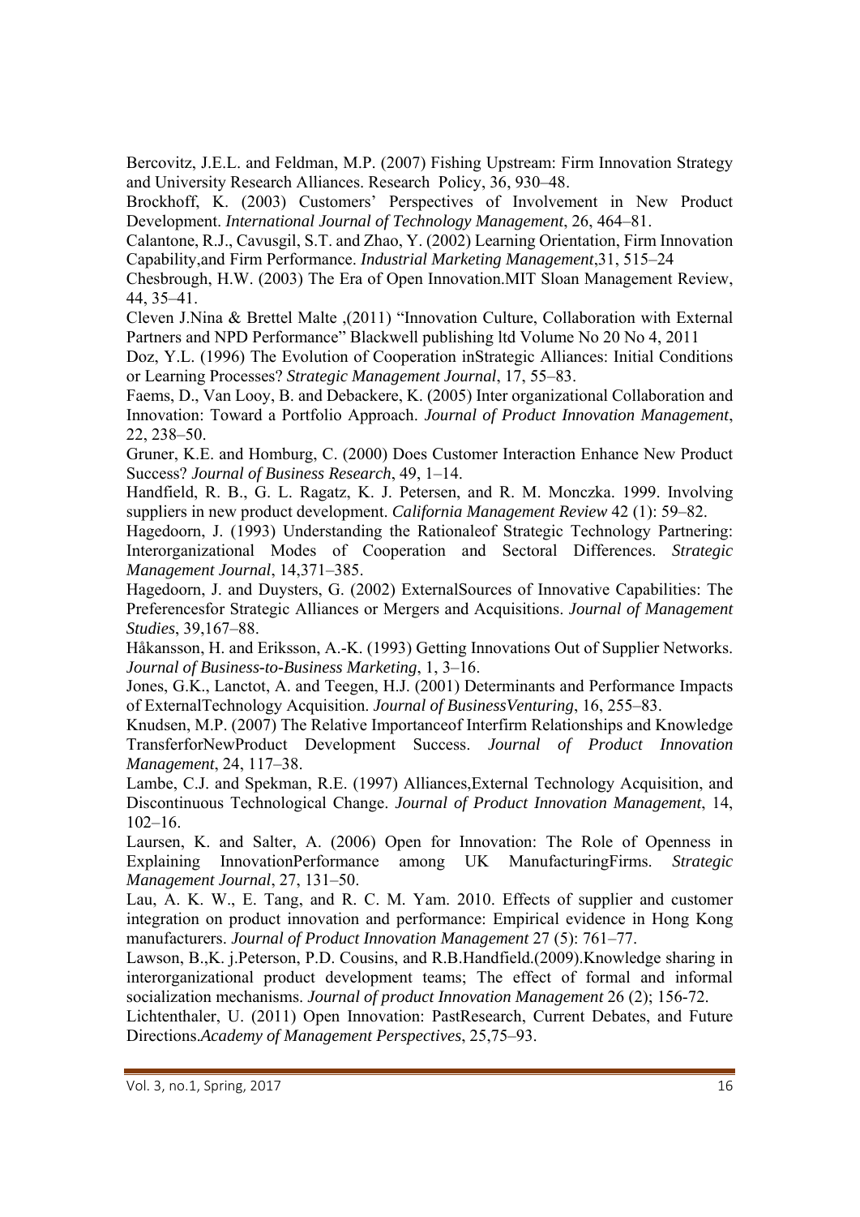Bercovitz, J.E.L. and Feldman, M.P. (2007) Fishing Upstream: Firm Innovation Strategy and University Research Alliances. Research Policy, 36, 930–48.

Brockhoff, K. (2003) Customers' Perspectives of Involvement in New Product Development. *International Journal of Technology Management*, 26, 464–81.

Calantone, R.J., Cavusgil, S.T. and Zhao, Y. (2002) Learning Orientation, Firm Innovation Capability,and Firm Performance. *Industrial Marketing Management*,31, 515–24

Chesbrough, H.W. (2003) The Era of Open Innovation.MIT Sloan Management Review, 44, 35–41.

Cleven J.Nina & Brettel Malte ,(2011) "Innovation Culture, Collaboration with External Partners and NPD Performance" Blackwell publishing ltd Volume No 20 No 4, 2011

Doz, Y.L. (1996) The Evolution of Cooperation inStrategic Alliances: Initial Conditions or Learning Processes? *Strategic Management Journal*, 17, 55–83.

Faems, D., Van Looy, B. and Debackere, K. (2005) Inter organizational Collaboration and Innovation: Toward a Portfolio Approach. *Journal of Product Innovation Management*, 22, 238–50.

Gruner, K.E. and Homburg, C. (2000) Does Customer Interaction Enhance New Product Success? *Journal of Business Research*, 49, 1–14.

Handfield, R. B., G. L. Ragatz, K. J. Petersen, and R. M. Monczka. 1999. Involving suppliers in new product development. *California Management Review* 42 (1): 59–82.

Hagedoorn, J. (1993) Understanding the Rationaleof Strategic Technology Partnering: Interorganizational Modes of Cooperation and Sectoral Differences. *Strategic Management Journal*, 14,371–385.

Hagedoorn, J. and Duysters, G. (2002) ExternalSources of Innovative Capabilities: The Preferencesfor Strategic Alliances or Mergers and Acquisitions. *Journal of Management Studies*, 39,167–88.

Håkansson, H. and Eriksson, A.-K. (1993) Getting Innovations Out of Supplier Networks. *Journal of Business-to-Business Marketing*, 1, 3–16.

Jones, G.K., Lanctot, A. and Teegen, H.J. (2001) Determinants and Performance Impacts of ExternalTechnology Acquisition. *Journal of BusinessVenturing*, 16, 255–83.

Knudsen, M.P. (2007) The Relative Importanceof Interfirm Relationships and Knowledge TransferforNewProduct Development Success. *Journal of Product Innovation Management*, 24, 117–38.

Lambe, C.J. and Spekman, R.E. (1997) Alliances,External Technology Acquisition, and Discontinuous Technological Change. *Journal of Product Innovation Management*, 14, 102–16.

Laursen, K. and Salter, A. (2006) Open for Innovation: The Role of Openness in Explaining InnovationPerformance among UK ManufacturingFirms. *Strategic Management Journal*, 27, 131–50.

Lau, A. K. W., E. Tang, and R. C. M. Yam. 2010. Effects of supplier and customer integration on product innovation and performance: Empirical evidence in Hong Kong manufacturers. *Journal of Product Innovation Management* 27 (5): 761–77.

Lawson, B.,K. j.Peterson, P.D. Cousins, and R.B.Handfield.(2009).Knowledge sharing in interorganizational product development teams; The effect of formal and informal socialization mechanisms. *Journal of product Innovation Management* 26 (2); 156-72.

Lichtenthaler, U. (2011) Open Innovation: PastResearch, Current Debates, and Future Directions.*Academy of Management Perspectives*, 25,75–93.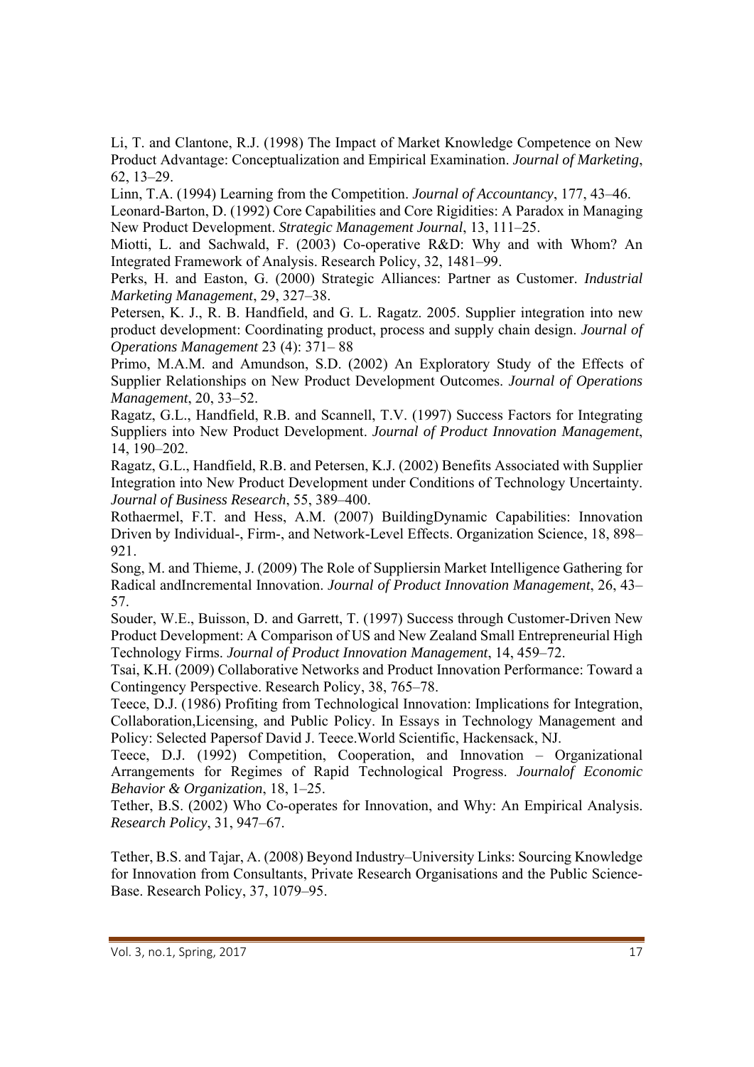Li, T. and Clantone, R.J. (1998) The Impact of Market Knowledge Competence on New Product Advantage: Conceptualization and Empirical Examination. *Journal of Marketing*, 62, 13–29.

Linn, T.A. (1994) Learning from the Competition. *Journal of Accountancy*, 177, 43–46.

Leonard-Barton, D. (1992) Core Capabilities and Core Rigidities: A Paradox in Managing New Product Development. *Strategic Management Journal*, 13, 111–25.

Miotti, L. and Sachwald, F. (2003) Co-operative R&D: Why and with Whom? An Integrated Framework of Analysis. Research Policy, 32, 1481–99.

Perks, H. and Easton, G. (2000) Strategic Alliances: Partner as Customer. *Industrial Marketing Management*, 29, 327–38.

Petersen, K. J., R. B. Handfield, and G. L. Ragatz. 2005. Supplier integration into new product development: Coordinating product, process and supply chain design. *Journal of Operations Management* 23 (4): 371– 88

Primo, M.A.M. and Amundson, S.D. (2002) An Exploratory Study of the Effects of Supplier Relationships on New Product Development Outcomes. *Journal of Operations Management*, 20, 33–52.

Ragatz, G.L., Handfield, R.B. and Scannell, T.V. (1997) Success Factors for Integrating Suppliers into New Product Development. *Journal of Product Innovation Management*, 14, 190–202.

Ragatz, G.L., Handfield, R.B. and Petersen, K.J. (2002) Benefits Associated with Supplier Integration into New Product Development under Conditions of Technology Uncertainty. *Journal of Business Research*, 55, 389–400.

Rothaermel, F.T. and Hess, A.M. (2007) BuildingDynamic Capabilities: Innovation Driven by Individual-, Firm-, and Network-Level Effects. Organization Science, 18, 898–921.

Song, M. and Thieme, J. (2009) The Role of Suppliersin Market Intelligence Gathering for Radical andIncremental Innovation. *Journal of Product Innovation Management*, 26, 43–57.

Souder, W.E., Buisson, D. and Garrett, T. (1997) Success through Customer-Driven New Product Development: A Comparison of US and New Zealand Small Entrepreneurial High Technology Firms. *Journal of Product Innovation Management*, 14, 459–72.

Tsai, K.H. (2009) Collaborative Networks and Product Innovation Performance: Toward a Contingency Perspective. Research Policy, 38, 765–78.

Teece, D.J. (1986) Profiting from Technological Innovation: Implications for Integration, Collaboration,Licensing, and Public Policy. In Essays in Technology Management and Policy: Selected Papersof David J. Teece.World Scientific, Hackensack, NJ.

Teece, D.J. (1992) Competition, Cooperation, and Innovation – Organizational Arrangements for Regimes of Rapid Technological Progress. *Journalof Economic Behavior & Organization*, 18, 1–25.

Tether, B.S. (2002) Who Co-operates for Innovation, and Why: An Empirical Analysis. *Research Policy*, 31, 947–67.

Tether, B.S. and Tajar, A. (2008) Beyond Industry–University Links: Sourcing Knowledge for Innovation from Consultants, Private Research Organisations and the Public Science-Base. Research Policy, 37, 1079–95.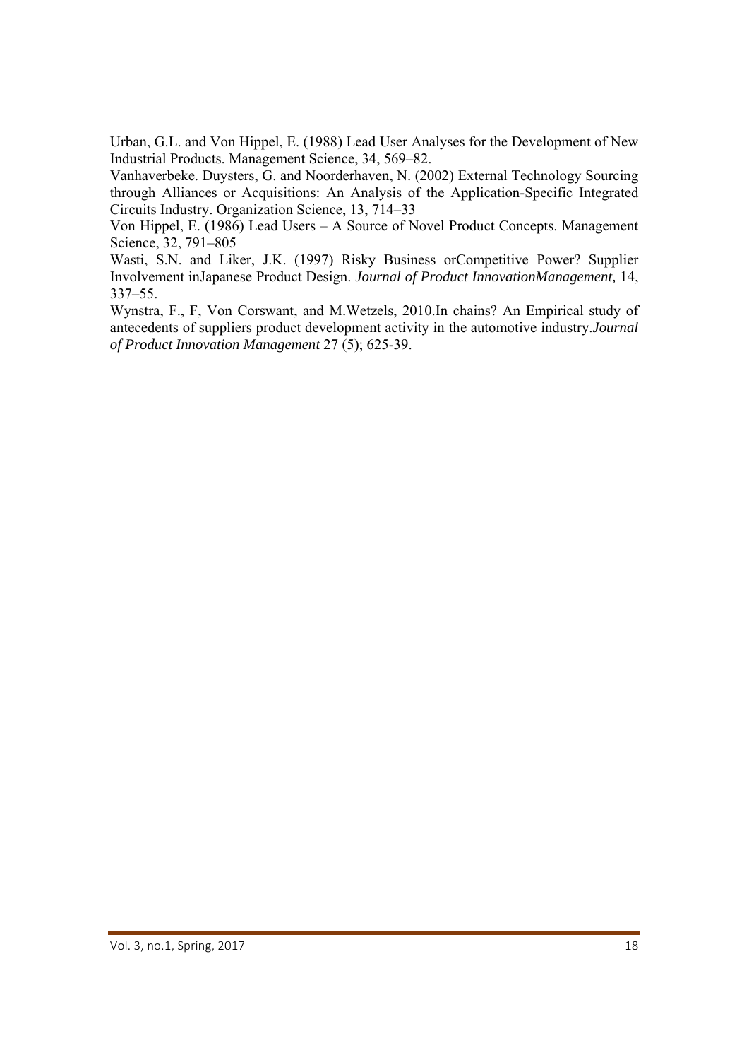Urban, G.L. and Von Hippel, E. (1988) Lead User Analyses for the Development of New Industrial Products. Management Science, 34, 569–82.

Vanhaverbeke. Duysters, G. and Noorderhaven, N. (2002) External Technology Sourcing through Alliances or Acquisitions: An Analysis of the Application-Specific Integrated Circuits Industry. Organization Science, 13, 714–33

Von Hippel, E. (1986) Lead Users – A Source of Novel Product Concepts. Management Science, 32, 791–805

Wasti, S.N. and Liker, J.K. (1997) Risky Business orCompetitive Power? Supplier Involvement inJapanese Product Design. *Journal of Product InnovationManagement,* 14, 337–55.

Wynstra, F., F, Von Corswant, and M.Wetzels, 2010.In chains? An Empirical study of antecedents of suppliers product development activity in the automotive industry.*Journal of Product Innovation Management* 27 (5); 625-39.